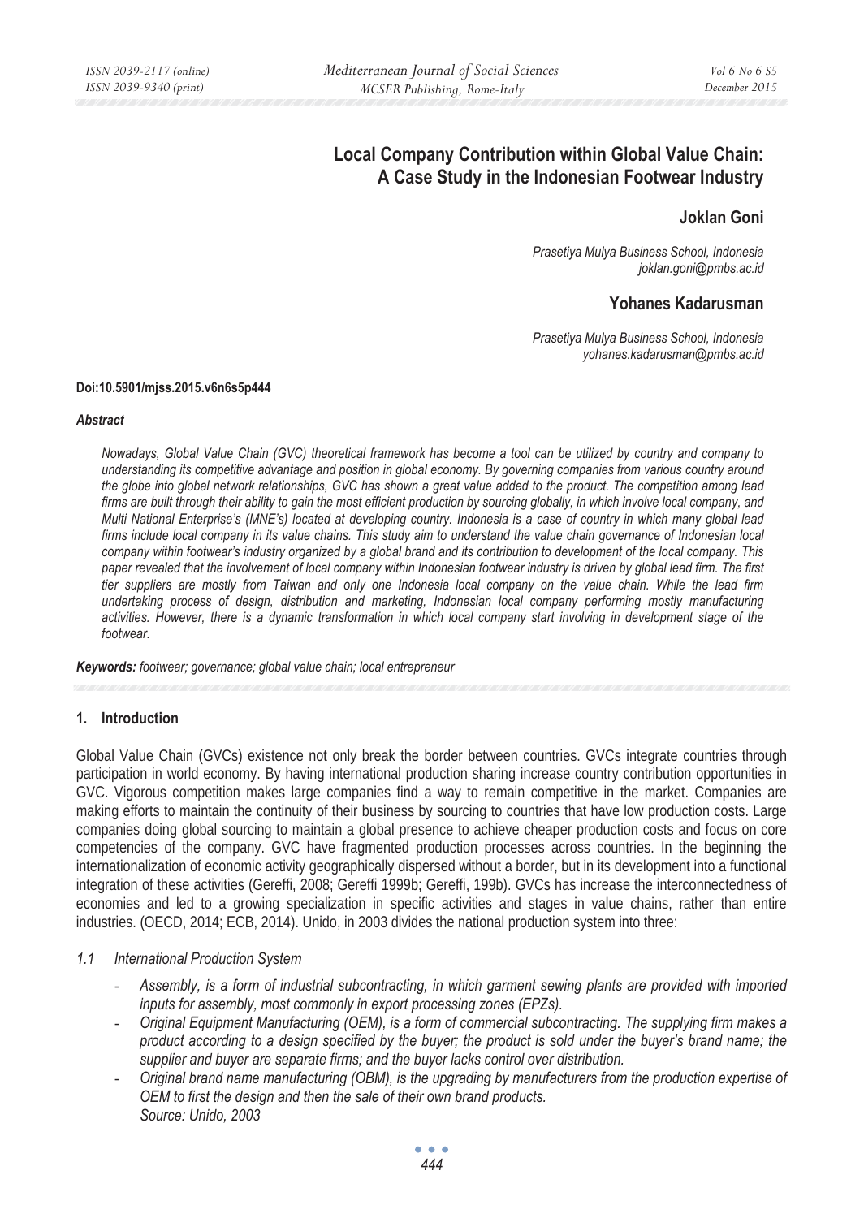# Local Company Contribution within Global Value Chain: A Case Study in the Indonesian Footwear Industry

**Joklan Goni**

*Prasetiya Mulya Business School, Indonesia*
*joklan.goni@pmbs.ac.id*

**Yohanes Kadarusman**

*Prasetiya Mulya Business School, Indonesia*
*yohanes.kadarusman@pmbs.ac.id*

**Doi:10.5901/mjss.2015.v6n6s5p444**

***Abstract***

*Nowadays, Global Value Chain (GVC) theoretical framework has become a tool can be utilized by country and company to understanding its competitive advantage and position in global economy. By governing companies from various country around the globe into global network relationships, GVC has shown a great value added to the product. The competition among lead firms are built through their ability to gain the most efficient production by sourcing globally, in which involve local company, and Multi National Enterprise's (MNE's) located at developing country. Indonesia is a case of country in which many global lead firms include local company in its value chains. This study aim to understand the value chain governance of Indonesian local company within footwear's industry organized by a global brand and its contribution to development of the local company. This paper revealed that the involvement of local company within Indonesian footwear industry is driven by global lead firm. The first tier suppliers are mostly from Taiwan and only one Indonesia local company on the value chain. While the lead firm undertaking process of design, distribution and marketing, Indonesian local company performing mostly manufacturing activities. However, there is a dynamic transformation in which local company start involving in development stage of the footwear.*

***Keywords:*** *footwear; governance; global value chain; local entrepreneur*

## 1. Introduction

Global Value Chain (GVCs) existence not only break the border between countries. GVCs integrate countries through participation in world economy. By having international production sharing increase country contribution opportunities in GVC. Vigorous competition makes large companies find a way to remain competitive in the market. Companies are making efforts to maintain the continuity of their business by sourcing to countries that have low production costs. Large companies doing global sourcing to maintain a global presence to achieve cheaper production costs and focus on core competencies of the company. GVC have fragmented production processes across countries. In the beginning the internationalization of economic activity geographically dispersed without a border, but in its development into a functional integration of these activities (Gereffi, 2008; Gereffi 1999b; Gereffi, 199b). GVCs has increase the interconnectedness of economies and led to a growing specialization in specific activities and stages in value chains, rather than entire industries. (OECD, 2014; ECB, 2014). Unido, in 2003 divides the national production system into three:

### *1.1 International Production System*

- *Assembly, is a form of industrial subcontracting, in which garment sewing plants are provided with imported inputs for assembly, most commonly in export processing zones (EPZs).*
- *Original Equipment Manufacturing (OEM), is a form of commercial subcontracting. The supplying firm makes a product according to a design specified by the buyer; the product is sold under the buyer's brand name; the supplier and buyer are separate firms; and the buyer lacks control over distribution.*
- *Original brand name manufacturing (OBM), is the upgrading by manufacturers from the production expertise of OEM to first the design and then the sale of their own brand products.*
  *Source: Unido, 2003*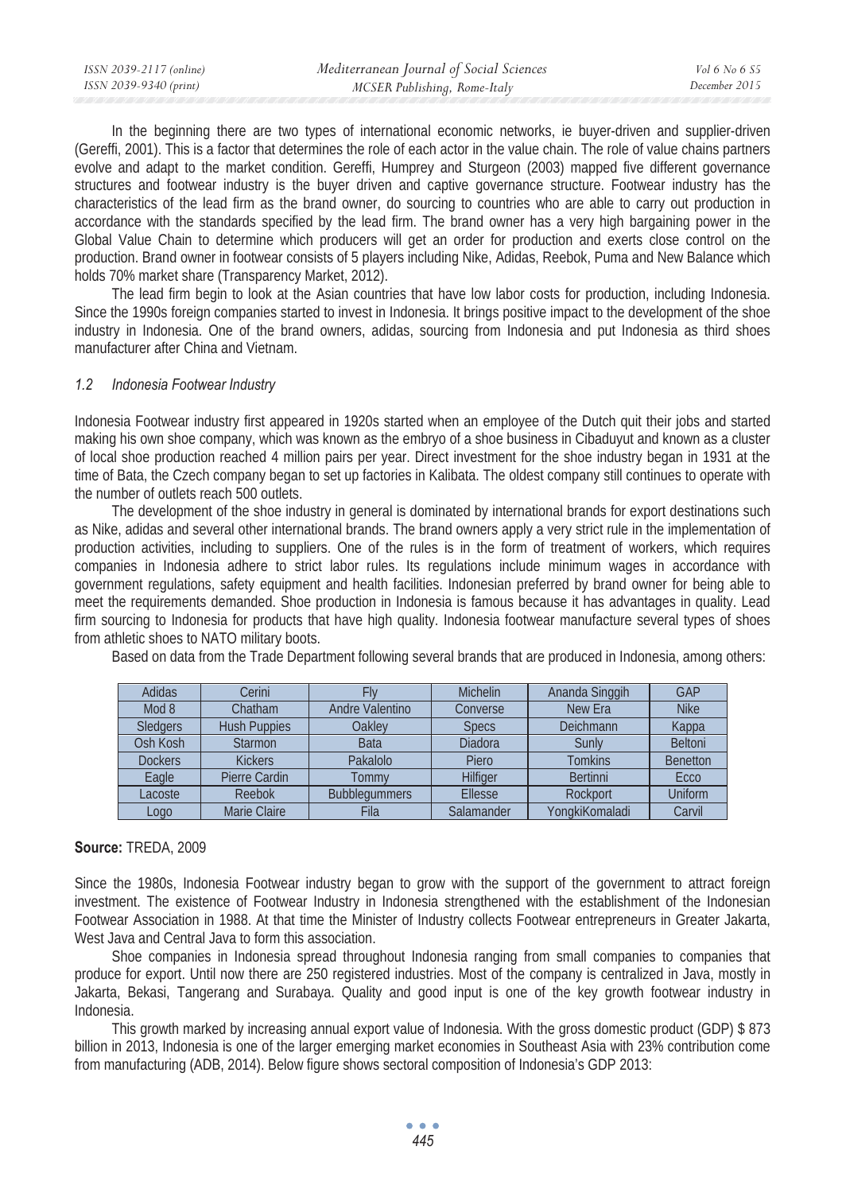In the beginning there are two types of international economic networks, ie buyer-driven and supplier-driven (Gereffi, 2001). This is a factor that determines the role of each actor in the value chain. The role of value chains partners evolve and adapt to the market condition. Gereffi, Humprey and Sturgeon (2003) mapped five different governance structures and footwear industry is the buyer driven and captive governance structure. Footwear industry has the characteristics of the lead firm as the brand owner, do sourcing to countries who are able to carry out production in accordance with the standards specified by the lead firm. The brand owner has a very high bargaining power in the Global Value Chain to determine which producers will get an order for production and exerts close control on the production. Brand owner in footwear consists of 5 players including Nike, Adidas, Reebok, Puma and New Balance which holds 70% market share (Transparency Market, 2012).

The lead firm begin to look at the Asian countries that have low labor costs for production, including Indonesia. Since the 1990s foreign companies started to invest in Indonesia. It brings positive impact to the development of the shoe industry in Indonesia. One of the brand owners, adidas, sourcing from Indonesia and put Indonesia as third shoes manufacturer after China and Vietnam.

### *1.2 Indonesia Footwear Industry*

Indonesia Footwear industry first appeared in 1920s started when an employee of the Dutch quit their jobs and started making his own shoe company, which was known as the embryo of a shoe business in Cibaduyut and known as a cluster of local shoe production reached 4 million pairs per year. Direct investment for the shoe industry began in 1931 at the time of Bata, the Czech company began to set up factories in Kalibata. The oldest company still continues to operate with the number of outlets reach 500 outlets.

The development of the shoe industry in general is dominated by international brands for export destinations such as Nike, adidas and several other international brands. The brand owners apply a very strict rule in the implementation of production activities, including to suppliers. One of the rules is in the form of treatment of workers, which requires companies in Indonesia adhere to strict labor rules. Its regulations include minimum wages in accordance with government regulations, safety equipment and health facilities. Indonesian preferred by brand owner for being able to meet the requirements demanded. Shoe production in Indonesia is famous because it has advantages in quality. Lead firm sourcing to Indonesia for products that have high quality. Indonesia footwear manufacture several types of shoes from athletic shoes to NATO military boots.

Based on data from the Trade Department following several brands that are produced in Indonesia, among others:

| Adidas | Cerini | Fly | Michelin | Ananda Singgih | GAP |
|---|---|---|---|---|---|
| Mod 8 | Chatham | Andre Valentino | Converse | New Era | Nike |
| Sledgers | Hush Puppies | Oakley | Specs | Deichmann | Kappa |
| Osh Kosh | Starmon | Bata | Diadora | Sunly | Beltoni |
| Dockers | Kickers | Pakalolo | Piero | Tomkins | Benetton |
| Eagle | Pierre Cardin | Tommy | Hilfiger | Bertinni | Ecco |
| Lacoste | Reebok | Bubblegummers | Ellesse | Rockport | Uniform |
| Logo | Marie Claire | Fila | Salamander | YongkiKomaladi | Carvil |

**Source:** TREDA, 2009

Since the 1980s, Indonesia Footwear industry began to grow with the support of the government to attract foreign investment. The existence of Footwear Industry in Indonesia strengthened with the establishment of the Indonesian Footwear Association in 1988. At that time the Minister of Industry collects Footwear entrepreneurs in Greater Jakarta, West Java and Central Java to form this association.

Shoe companies in Indonesia spread throughout Indonesia ranging from small companies to companies that produce for export. Until now there are 250 registered industries. Most of the company is centralized in Java, mostly in Jakarta, Bekasi, Tangerang and Surabaya. Quality and good input is one of the key growth footwear industry in Indonesia.

This growth marked by increasing annual export value of Indonesia. With the gross domestic product (GDP) $ 873 billion in 2013, Indonesia is one of the larger emerging market economies in Southeast Asia with 23% contribution come from manufacturing (ADB, 2014). Below figure shows sectoral composition of Indonesia's GDP 2013: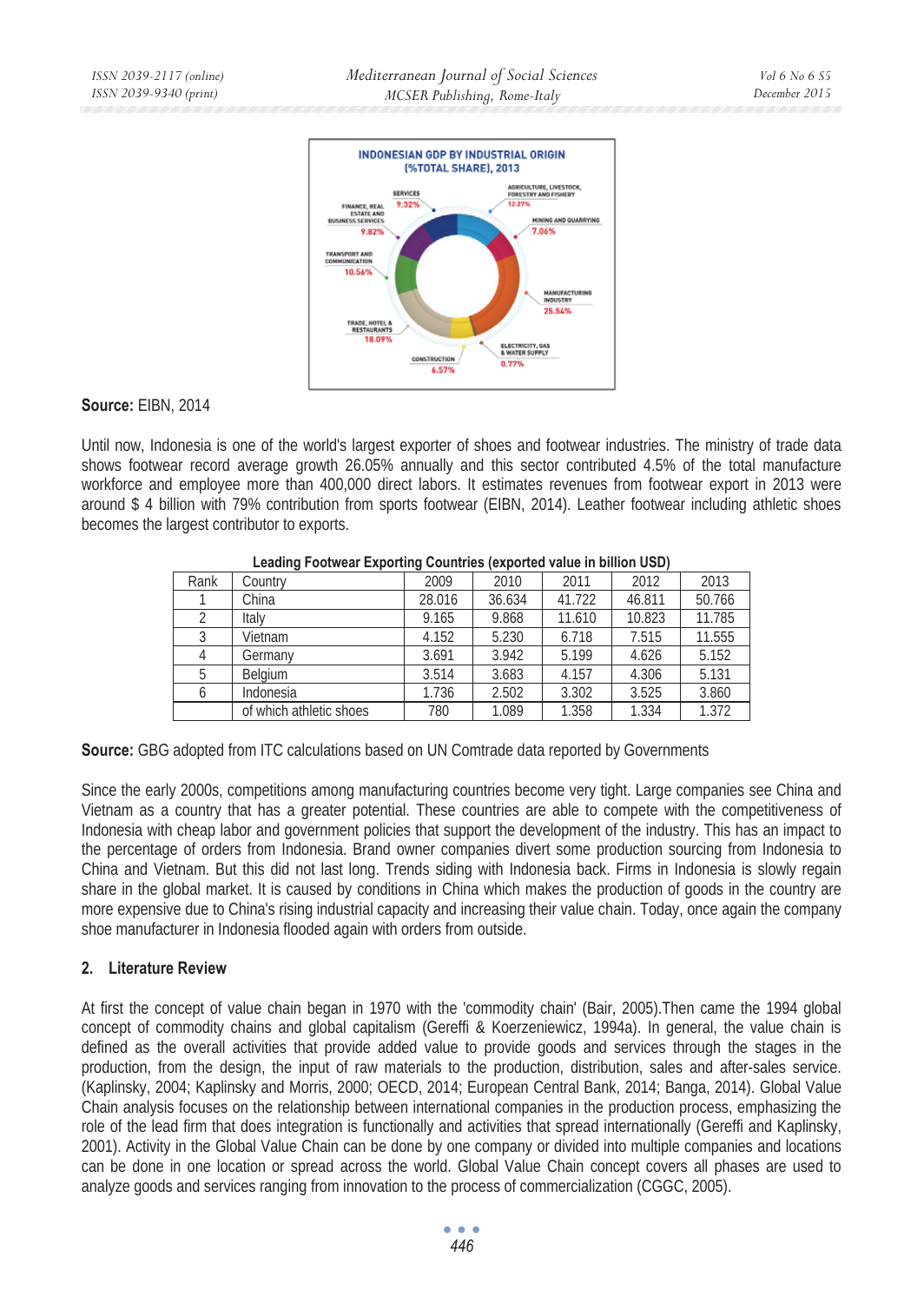**INDONESIAN GDP BY INDUSTRIAL ORIGIN (%TOTAL SHARE), 2013**

SERVICES 9.32%
AGRICULTURE, LIVESTOCK, FORESTRY AND FISHERY 12.27%
FINANCE, REAL ESTATE AND BUSINESS SERVICES 9.82%
MINING AND QUARRYING 7.06%
TRANSPORT AND COMMUNICATION 10.56%
MANUFACTURING INDUSTRY 25.54%
TRADE, HOTEL & RESTAURANTS 18.09%
ELECTRICITY, GAS & WATER SUPPLY 0.77%
CONSTRUCTION 6.57%

**Source:** EIBN, 2014

Until now, Indonesia is one of the world's largest exporter of shoes and footwear industries. The ministry of trade data shows footwear record average growth 26.05% annually and this sector contributed 4.5% of the total manufacture workforce and employee more than 400,000 direct labors. It estimates revenues from footwear export in 2013 were around $ 4 billion with 79% contribution from sports footwear (EIBN, 2014). Leather footwear including athletic shoes becomes the largest contributor to exports.

**Leading Footwear Exporting Countries (exported value in billion USD)**

| Rank | Country | 2009 | 2010 | 2011 | 2012 | 2013 |
|---|---|---|---|---|---|---|
| 1 | China | 28.016 | 36.634 | 41.722 | 46.811 | 50.766 |
| 2 | Italy | 9.165 | 9.868 | 11.610 | 10.823 | 11.785 |
| 3 | Vietnam | 4.152 | 5.230 | 6.718 | 7.515 | 11.555 |
| 4 | Germany | 3.691 | 3.942 | 5.199 | 4.626 | 5.152 |
| 5 | Belgium | 3.514 | 3.683 | 4.157 | 4.306 | 5.131 |
| 6 | Indonesia | 1.736 | 2.502 | 3.302 | 3.525 | 3.860 |
| | of which athletic shoes | 780 | 1.089 | 1.358 | 1.334 | 1.372 |

**Source:** GBG adopted from ITC calculations based on UN Comtrade data reported by Governments

Since the early 2000s, competitions among manufacturing countries become very tight. Large companies see China and Vietnam as a country that has a greater potential. These countries are able to compete with the competitiveness of Indonesia with cheap labor and government policies that support the development of the industry. This has an impact to the percentage of orders from Indonesia. Brand owner companies divert some production sourcing from Indonesia to China and Vietnam. But this did not last long. Trends siding with Indonesia back. Firms in Indonesia is slowly regain share in the global market. It is caused by conditions in China which makes the production of goods in the country are more expensive due to China's rising industrial capacity and increasing their value chain. Today, once again the company shoe manufacturer in Indonesia flooded again with orders from outside.

## 2. Literature Review

At first the concept of value chain began in 1970 with the 'commodity chain' (Bair, 2005).Then came the 1994 global concept of commodity chains and global capitalism (Gereffi & Koerzeniewicz, 1994a). In general, the value chain is defined as the overall activities that provide added value to provide goods and services through the stages in the production, from the design, the input of raw materials to the production, distribution, sales and after-sales service. (Kaplinsky, 2004; Kaplinsky and Morris, 2000; OECD, 2014; European Central Bank, 2014; Banga, 2014). Global Value Chain analysis focuses on the relationship between international companies in the production process, emphasizing the role of the lead firm that does integration is functionally and activities that spread internationally (Gereffi and Kaplinsky, 2001). Activity in the Global Value Chain can be done by one company or divided into multiple companies and locations can be done in one location or spread across the world. Global Value Chain concept covers all phases are used to analyze goods and services ranging from innovation to the process of commercialization (CGGC, 2005).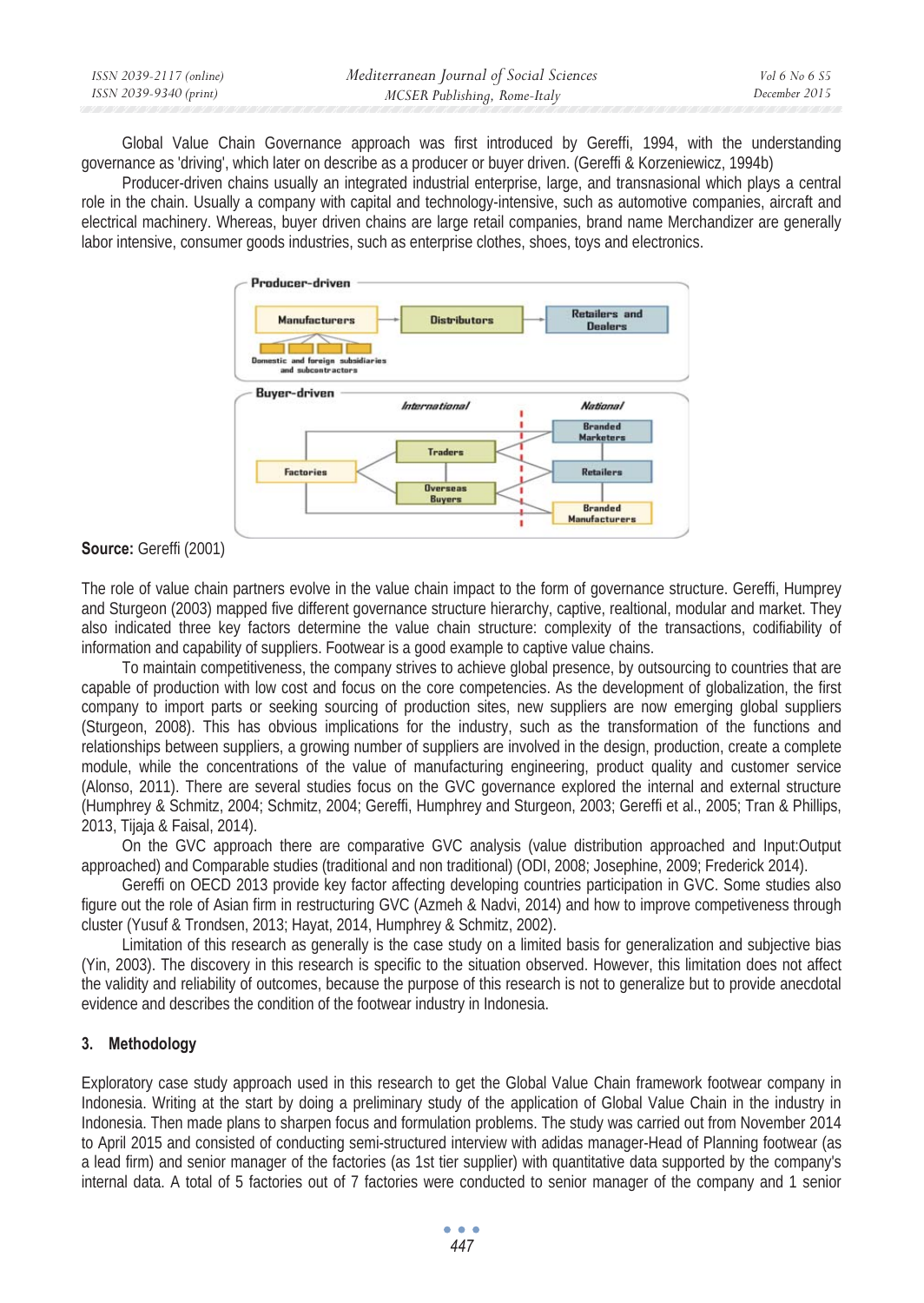Global Value Chain Governance approach was first introduced by Gereffi, 1994, with the understanding governance as 'driving', which later on describe as a producer or buyer driven. (Gereffi & Korzeniewicz, 1994b)

Producer-driven chains usually an integrated industrial enterprise, large, and transnasional which plays a central role in the chain. Usually a company with capital and technology-intensive, such as automotive companies, aircraft and electrical machinery. Whereas, buyer driven chains are large retail companies, brand name Merchandizer are generally labor intensive, consumer goods industries, such as enterprise clothes, shoes, toys and electronics.

**Source:** Gereffi (2001)

The role of value chain partners evolve in the value chain impact to the form of governance structure. Gereffi, Humprey and Sturgeon (2003) mapped five different governance structure hierarchy, captive, realtional, modular and market. They also indicated three key factors determine the value chain structure: complexity of the transactions, codifiability of information and capability of suppliers. Footwear is a good example to captive value chains.

To maintain competitiveness, the company strives to achieve global presence, by outsourcing to countries that are capable of production with low cost and focus on the core competencies. As the development of globalization, the first company to import parts or seeking sourcing of production sites, new suppliers are now emerging global suppliers (Sturgeon, 2008). This has obvious implications for the industry, such as the transformation of the functions and relationships between suppliers, a growing number of suppliers are involved in the design, production, create a complete module, while the concentrations of the value of manufacturing engineering, product quality and customer service (Alonso, 2011). There are several studies focus on the GVC governance explored the internal and external structure (Humphrey & Schmitz, 2004; Schmitz, 2004; Gereffi, Humphrey and Sturgeon, 2003; Gereffi et al., 2005; Tran & Phillips, 2013, Tijaja & Faisal, 2014).

On the GVC approach there are comparative GVC analysis (value distribution approached and Input:Output approached) and Comparable studies (traditional and non traditional) (ODI, 2008; Josephine, 2009; Frederick 2014).

Gereffi on OECD 2013 provide key factor affecting developing countries participation in GVC. Some studies also figure out the role of Asian firm in restructuring GVC (Azmeh & Nadvi, 2014) and how to improve competiveness through cluster (Yusuf & Trondsen, 2013; Hayat, 2014, Humphrey & Schmitz, 2002).

Limitation of this research as generally is the case study on a limited basis for generalization and subjective bias (Yin, 2003). The discovery in this research is specific to the situation observed. However, this limitation does not affect the validity and reliability of outcomes, because the purpose of this research is not to generalize but to provide anecdotal evidence and describes the condition of the footwear industry in Indonesia.

## 3. Methodology

Exploratory case study approach used in this research to get the Global Value Chain framework footwear company in Indonesia. Writing at the start by doing a preliminary study of the application of Global Value Chain in the industry in Indonesia. Then made plans to sharpen focus and formulation problems. The study was carried out from November 2014 to April 2015 and consisted of conducting semi-structured interview with adidas manager-Head of Planning footwear (as a lead firm) and senior manager of the factories (as 1st tier supplier) with quantitative data supported by the company's internal data. A total of 5 factories out of 7 factories were conducted to senior manager of the company and 1 senior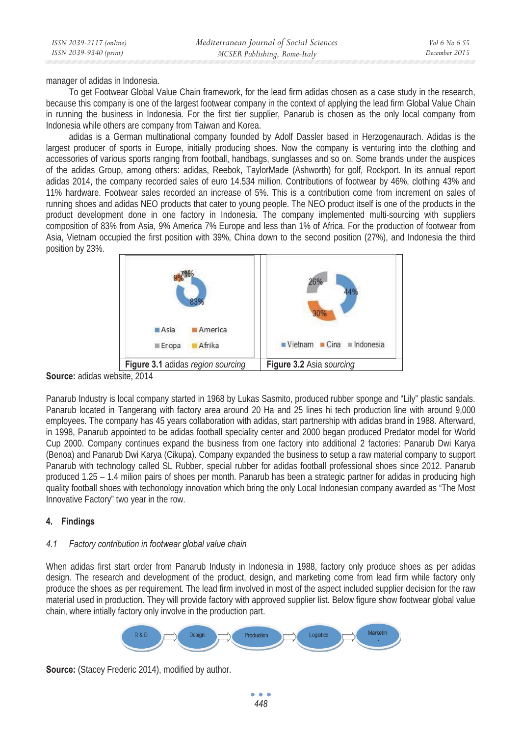manager of adidas in Indonesia.

To get Footwear Global Value Chain framework, for the lead firm adidas chosen as a case study in the research, because this company is one of the largest footwear company in the context of applying the lead firm Global Value Chain in running the business in Indonesia. For the first tier supplier, Panarub is chosen as the only local company from Indonesia while others are company from Taiwan and Korea.

adidas is a German multinational company founded by Adolf Dassler based in Herzogenaurach. Adidas is the largest producer of sports in Europe, initially producing shoes. Now the company is venturing into the clothing and accessories of various sports ranging from football, handbags, sunglasses and so on. Some brands under the auspices of the adidas Group, among others: adidas, Reebok, TaylorMade (Ashworth) for golf, Rockport. In its annual report adidas 2014, the company recorded sales of euro 14.534 million. Contributions of footwear by 46%, clothing 43% and 11% hardware. Footwear sales recorded an increase of 5%. This is a contribution come from increment on sales of running shoes and adidas NEO products that cater to young people. The NEO product itself is one of the products in the product development done in one factory in Indonesia. The company implemented multi-sourcing with suppliers composition of 83% from Asia, 9% America 7% Europe and less than 1% of Africa. For the production of footwear from Asia, Vietnam occupied the first position with 39%, China down to the second position (27%), and Indonesia the third position by 23%.

| **Figure 3.1** adidas *region sourcing* | **Figure 3.2** Asia *sourcing* |
|---|---|
| Asia 83%, America 9%, Eropa 7%, Afrika 1% | Vietnam 44%, Cina 30%, Indonesia 26% |

**Source:** adidas website, 2014

Panarub Industry is local company started in 1968 by Lukas Sasmito, produced rubber sponge and "Lily" plastic sandals. Panarub located in Tangerang with factory area around 20 Ha and 25 lines hi tech production line with around 9,000 employees. The company has 45 years collaboration with adidas, start partnership with adidas brand in 1988. Afterward, in 1998, Panarub appointed to be adidas football speciality center and 2000 began produced Predator model for World Cup 2000. Company continues expand the business from one factory into additional 2 factories: Panarub Dwi Karya (Benoa) and Panarub Dwi Karya (Cikupa). Company expanded the business to setup a raw material company to support Panarub with technology called SL Rubber, special rubber for adidas football professional shoes since 2012. Panarub produced 1.25 – 1.4 milion pairs of shoes per month. Panarub has been a strategic partner for adidas in producing high quality football shoes with techonology innovation which bring the only Local Indonesian company awarded as "The Most Innovative Factory" two year in the row.

## 4. Findings

### *4.1 Factory contribution in footwear global value chain*

When adidas first start order from Panarub Industy in Indonesia in 1988, factory only produce shoes as per adidas design. The research and development of the product, design, and marketing come from lead firm while factory only produce the shoes as per requirement. The lead firm involved in most of the aspect included supplier decision for the raw material used in production. They will provide factory with approved supplier list. Below figure show footwear global value chain, where intially factory only involve in the production part.

R & D → Design → Production → Logistics → Marketin

**Source:** (Stacey Frederic 2014), modified by author.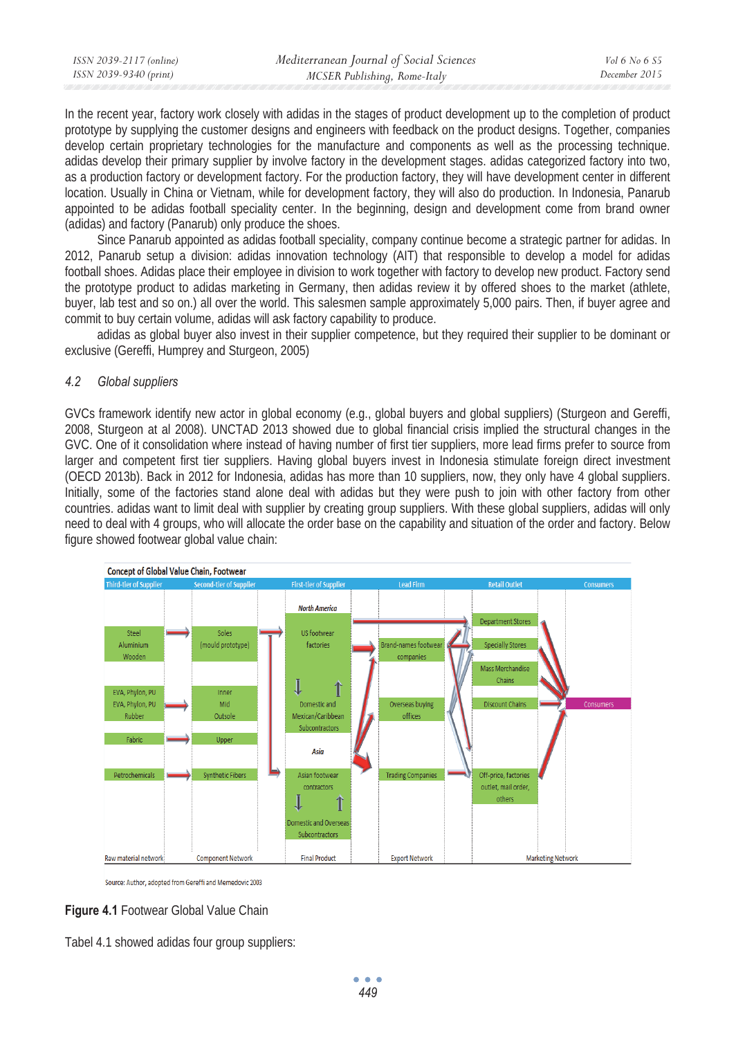In the recent year, factory work closely with adidas in the stages of product development up to the completion of product prototype by supplying the customer designs and engineers with feedback on the product designs. Together, companies develop certain proprietary technologies for the manufacture and components as well as the processing technique. adidas develop their primary supplier by involve factory in the development stages. adidas categorized factory into two, as a production factory or development factory. For the production factory, they will have development center in different location. Usually in China or Vietnam, while for development factory, they will also do production. In Indonesia, Panarub appointed to be adidas football speciality center. In the beginning, design and development come from brand owner (adidas) and factory (Panarub) only produce the shoes.

Since Panarub appointed as adidas football speciality, company continue become a strategic partner for adidas. In 2012, Panarub setup a division: adidas innovation technology (AIT) that responsible to develop a model for adidas football shoes. Adidas place their employee in division to work together with factory to develop new product. Factory send the prototype product to adidas marketing in Germany, then adidas review it by offered shoes to the market (athlete, buyer, lab test and so on.) all over the world. This salesmen sample approximately 5,000 pairs. Then, if buyer agree and commit to buy certain volume, adidas will ask factory capability to produce.

adidas as global buyer also invest in their supplier competence, but they required their supplier to be dominant or exclusive (Gereffi, Humprey and Sturgeon, 2005)

### *4.2 Global suppliers*

GVCs framework identify new actor in global economy (e.g., global buyers and global suppliers) (Sturgeon and Gereffi, 2008, Sturgeon at al 2008). UNCTAD 2013 showed due to global financial crisis implied the structural changes in the GVC. One of it consolidation where instead of having number of first tier suppliers, more lead firms prefer to source from larger and competent first tier suppliers. Having global buyers invest in Indonesia stimulate foreign direct investment (OECD 2013b). Back in 2012 for Indonesia, adidas has more than 10 suppliers, now, they only have 4 global suppliers. Initially, some of the factories stand alone deal with adidas but they were push to join with other factory from other countries. adidas want to limit deal with supplier by creating group suppliers. With these global suppliers, adidas will only need to deal with 4 groups, who will allocate the order base on the capability and situation of the order and factory. Below figure showed footwear global value chain:

**Concept of Global Value Chain, Footwear**

| Third-tier of Supplier | Second-tier of Supplier | First-tier of Supplier | Lead Firm | Retail Outlet | Consumers |
|---|---|---|---|---|---|
| Steel, Aluminium, Wooden | Soles (mould prototype) | *North America*: US footwear factories; Domestic and Mexican/Caribbean Subcontractors | Brand-names footwear companies | Department Stores | Consumers |
| EVA, Phylon, PU; EVA, Phylon, PU; Rubber | Inner, Mid, Outsole | *Asia*: Asian footwear contractors; Domestic and Overseas Subcontractors | Overseas buying offices | Specialty Stores | |
| Fabric | Upper | | Trading Companies | Mass Merchandise Chains | |
| Petrochemicals | Synthetic Fibers | | | Discount Chains | |
| | | | | Off-price, factories outlet, mail order, others | |
| Raw material network | Component Network | Final Product | Export Network | Marketing Network | |

Source: Author, adopted from Gereffi and Memedovic 2003

**Figure 4.1** Footwear Global Value Chain

Tabel 4.1 showed adidas four group suppliers: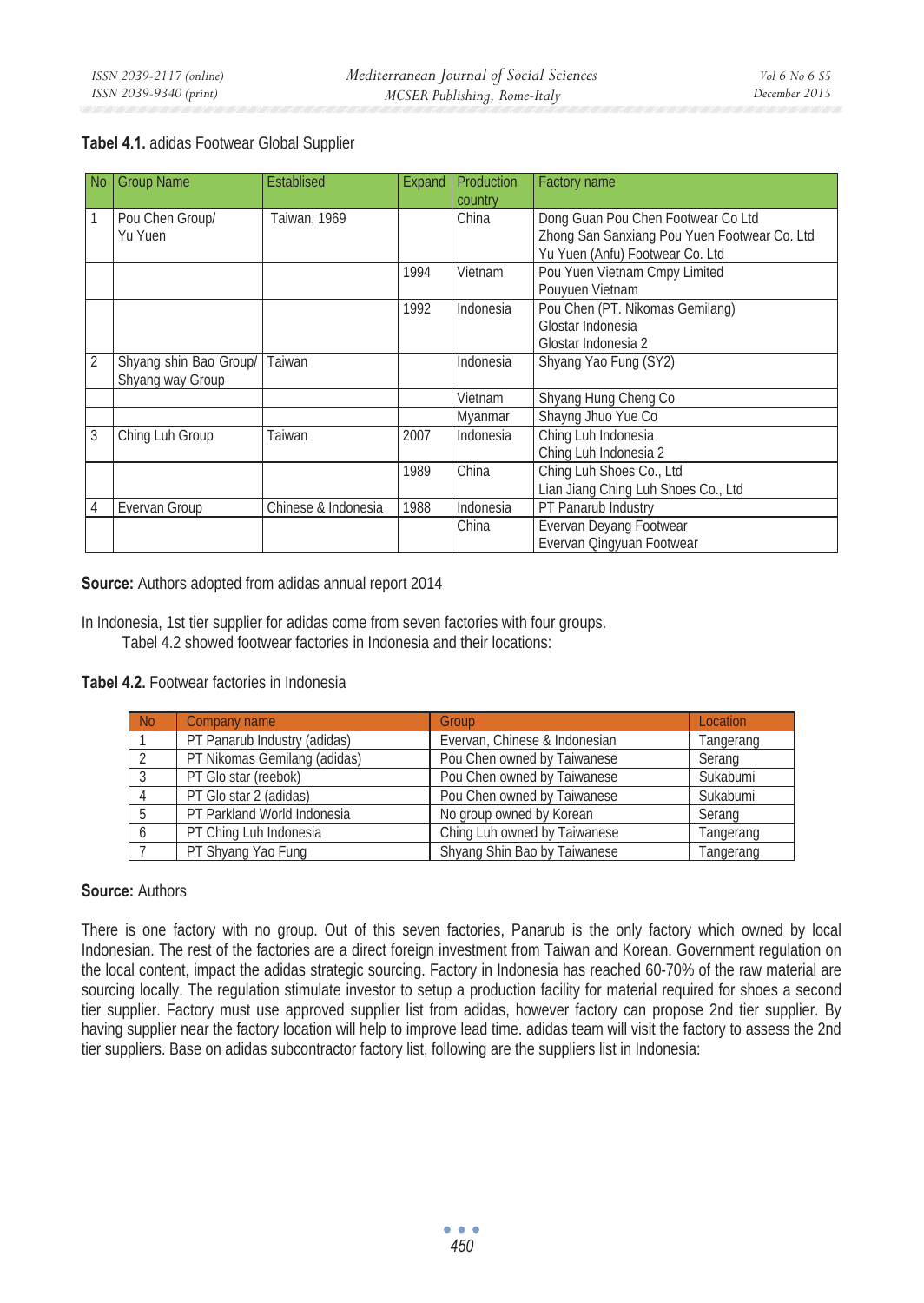**Tabel 4.1.** adidas Footwear Global Supplier

| No | Group Name | Establised | Expand | Production country | Factory name |
|---|---|---|---|---|---|
| 1 | Pou Chen Group/ Yu Yuen | Taiwan, 1969 | | China | Dong Guan Pou Chen Footwear Co Ltd<br>Zhong San Sanxiang Pou Yuen Footwear Co. Ltd<br>Yu Yuen (Anfu) Footwear Co. Ltd |
| | | | 1994 | Vietnam | Pou Yuen Vietnam Cmpy Limited<br>Pouyuen Vietnam |
| | | | 1992 | Indonesia | Pou Chen (PT. Nikomas Gemilang)<br>Glostar Indonesia<br>Glostar Indonesia 2 |
| 2 | Shyang shin Bao Group/ Shyang way Group | Taiwan | | Indonesia | Shyang Yao Fung (SY2) |
| | | | | Vietnam | Shyang Hung Cheng Co |
| | | | | Myanmar | Shayng Jhuo Yue Co |
| 3 | Ching Luh Group | Taiwan | 2007 | Indonesia | Ching Luh Indonesia<br>Ching Luh Indonesia 2 |
| | | | 1989 | China | Ching Luh Shoes Co., Ltd<br>Lian Jiang Ching Luh Shoes Co., Ltd |
| 4 | Evervan Group | Chinese & Indonesia | 1988 | Indonesia | PT Panarub Industry |
| | | | | China | Evervan Deyang Footwear<br>Evervan Qingyuan Footwear |

**Source:** Authors adopted from adidas annual report 2014

In Indonesia, 1st tier supplier for adidas come from seven factories with four groups.

Tabel 4.2 showed footwear factories in Indonesia and their locations:

**Tabel 4.2.** Footwear factories in Indonesia

| No | Company name | Group | Location |
|---|---|---|---|
| 1 | PT Panarub Industry (adidas) | Evervan, Chinese & Indonesian | Tangerang |
| 2 | PT Nikomas Gemilang (adidas) | Pou Chen owned by Taiwanese | Serang |
| 3 | PT Glo star (reebok) | Pou Chen owned by Taiwanese | Sukabumi |
| 4 | PT Glo star 2 (adidas) | Pou Chen owned by Taiwanese | Sukabumi |
| 5 | PT Parkland World Indonesia | No group owned by Korean | Serang |
| 6 | PT Ching Luh Indonesia | Ching Luh owned by Taiwanese | Tangerang |
| 7 | PT Shyang Yao Fung | Shyang Shin Bao by Taiwanese | Tangerang |

**Source:** Authors

There is one factory with no group. Out of this seven factories, Panarub is the only factory which owned by local Indonesian. The rest of the factories are a direct foreign investment from Taiwan and Korean. Government regulation on the local content, impact the adidas strategic sourcing. Factory in Indonesia has reached 60-70% of the raw material are sourcing locally. The regulation stimulate investor to setup a production facility for material required for shoes a second tier supplier. Factory must use approved supplier list from adidas, however factory can propose 2nd tier supplier. By having supplier near the factory location will help to improve lead time. adidas team will visit the factory to assess the 2nd tier suppliers. Base on adidas subcontractor factory list, following are the suppliers list in Indonesia: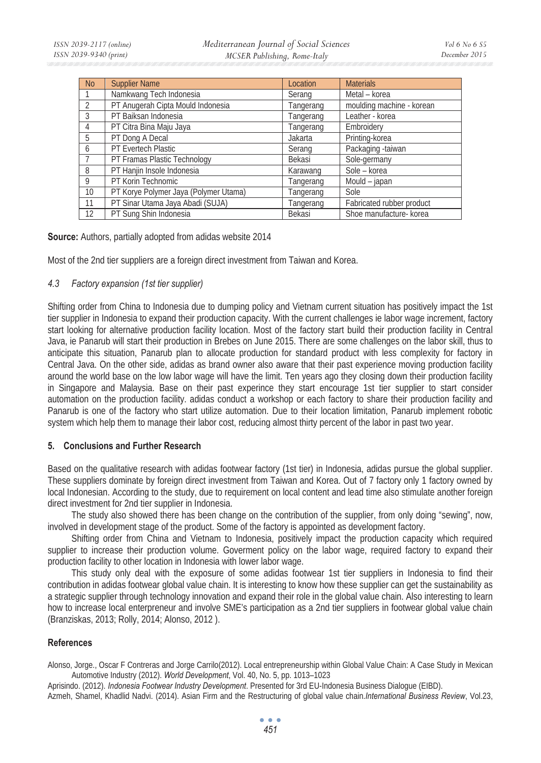| No | Supplier Name | Location | Materials |
|---|---|---|---|
| 1 | Namkwang Tech Indonesia | Serang | Metal – korea |
| 2 | PT Anugerah Cipta Mould Indonesia | Tangerang | moulding machine - korean |
| 3 | PT Baiksan Indonesia | Tangerang | Leather - korea |
| 4 | PT Citra Bina Maju Jaya | Tangerang | Embroidery |
| 5 | PT Dong A Decal | Jakarta | Printing-korea |
| 6 | PT Evertech Plastic | Serang | Packaging -taiwan |
| 7 | PT Framas Plastic Technology | Bekasi | Sole-germany |
| 8 | PT Hanjin Insole Indonesia | Karawang | Sole – korea |
| 9 | PT Korin Technomic | Tangerang | Mould – japan |
| 10 | PT Korye Polymer Jaya (Polymer Utama) | Tangerang | Sole |
| 11 | PT Sinar Utama Jaya Abadi (SUJA) | Tangerang | Fabricated rubber product |
| 12 | PT Sung Shin Indonesia | Bekasi | Shoe manufacture- korea |

**Source:** Authors, partially adopted from adidas website 2014

Most of the 2nd tier suppliers are a foreign direct investment from Taiwan and Korea.

### *4.3 Factory expansion (1st tier supplier)*

Shifting order from China to Indonesia due to dumping policy and Vietnam current situation has positively impact the 1st tier supplier in Indonesia to expand their production capacity. With the current challenges ie labor wage increment, factory start looking for alternative production facility location. Most of the factory start build their production facility in Central Java, ie Panarub will start their production in Brebes on June 2015. There are some challenges on the labor skill, thus to anticipate this situation, Panarub plan to allocate production for standard product with less complexity for factory in Central Java. On the other side, adidas as brand owner also aware that their past experience moving production facility around the world base on the low labor wage will have the limit. Ten years ago they closing down their production facility in Singapore and Malaysia. Base on their past experince they start encourage 1st tier supplier to start consider automation on the production facility. adidas conduct a workshop or each factory to share their production facility and Panarub is one of the factory who start utilize automation. Due to their location limitation, Panarub implement robotic system which help them to manage their labor cost, reducing almost thirty percent of the labor in past two year.

## 5. Conclusions and Further Research

Based on the qualitative research with adidas footwear factory (1st tier) in Indonesia, adidas pursue the global supplier. These suppliers dominate by foreign direct investment from Taiwan and Korea. Out of 7 factory only 1 factory owned by local Indonesian. According to the study, due to requirement on local content and lead time also stimulate another foreign direct investment for 2nd tier supplier in Indonesia.

The study also showed there has been change on the contribution of the supplier, from only doing "sewing", now, involved in development stage of the product. Some of the factory is appointed as development factory.

Shifting order from China and Vietnam to Indonesia, positively impact the production capacity which required supplier to increase their production volume. Goverment policy on the labor wage, required factory to expand their production facility to other location in Indonesia with lower labor wage.

This study only deal with the exposure of some adidas footwear 1st tier suppliers in Indonesia to find their contribution in adidas footwear global value chain. It is interesting to know how these supplier can get the sustainability as a strategic supplier through technology innovation and expand their role in the global value chain. Also interesting to learn how to increase local enterpreneur and involve SME's participation as a 2nd tier suppliers in footwear global value chain (Branziskas, 2013; Rolly, 2014; Alonso, 2012 ).

## References

Alonso, Jorge., Oscar F Contreras and Jorge Carrilo(2012). Local entrepreneurship within Global Value Chain: A Case Study in Mexican Automotive Industry (2012). *World Development*, Vol. 40, No. 5, pp. 1013–1023

Aprisindo. (2012). *Indonesia Footwear Industry Development*. Presented for 3rd EU-Indonesia Business Dialogue (EIBD).

Azmeh, Shamel, Khadlid Nadvi. (2014). Asian Firm and the Restructuring of global value chain.*International Business Review*, Vol.23,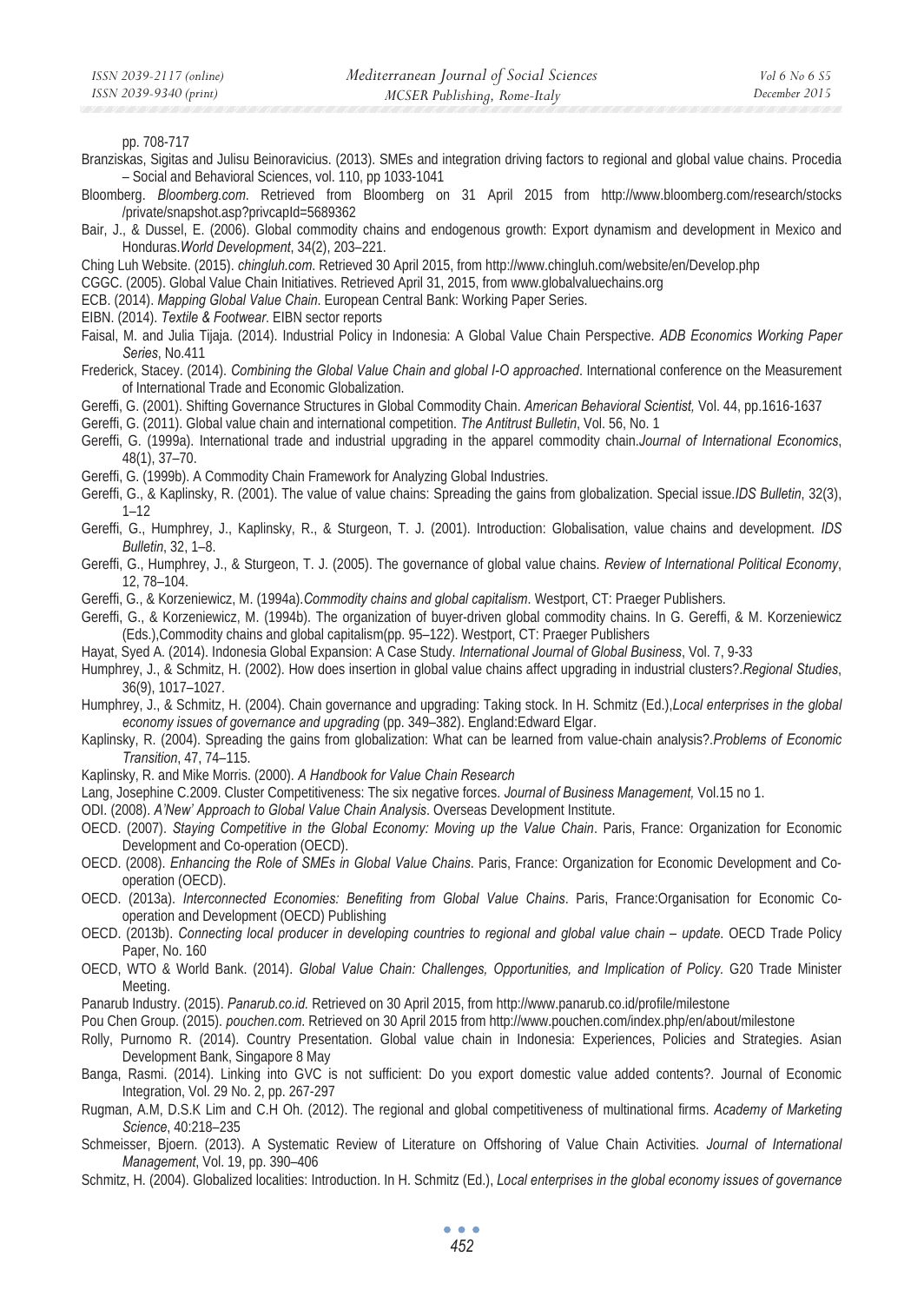pp. 708-717

Branziskas, Sigitas and Julisu Beinoravicius. (2013). SMEs and integration driving factors to regional and global value chains. Procedia – Social and Behavioral Sciences, vol. 110, pp 1033-1041

Bloomberg. *Bloomberg.com*. Retrieved from Bloomberg on 31 April 2015 from http://www.bloomberg.com/research/stocks /private/snapshot.asp?privcapId=5689362

Bair, J., & Dussel, E. (2006). Global commodity chains and endogenous growth: Export dynamism and development in Mexico and Honduras.*World Development*, 34(2), 203–221.

Ching Luh Website. (2015). *chingluh.com*. Retrieved 30 April 2015, from http://www.chingluh.com/website/en/Develop.php

CGGC. (2005). Global Value Chain Initiatives. Retrieved April 31, 2015, from www.globalvaluechains.org

ECB. (2014). *Mapping Global Value Chain*. European Central Bank: Working Paper Series.

EIBN. (2014). *Textile & Footwear*. EIBN sector reports

Faisal, M. and Julia Tijaja. (2014). Industrial Policy in Indonesia: A Global Value Chain Perspective. *ADB Economics Working Paper Series*, No.411

Frederick, Stacey. (2014). *Combining the Global Value Chain and global I-O approached*. International conference on the Measurement of International Trade and Economic Globalization.

Gereffi, G. (2001). Shifting Governance Structures in Global Commodity Chain. *American Behavioral Scientist,* Vol. 44, pp.1616-1637

Gereffi, G. (2011). Global value chain and international competition. *The Antitrust Bulletin*, Vol. 56, No. 1

Gereffi, G. (1999a). International trade and industrial upgrading in the apparel commodity chain.*Journal of International Economics*, 48(1), 37–70.

Gereffi, G. (1999b). A Commodity Chain Framework for Analyzing Global Industries.

Gereffi, G., & Kaplinsky, R. (2001). The value of value chains: Spreading the gains from globalization. Special issue.*IDS Bulletin*, 32(3), 1–12

Gereffi, G., Humphrey, J., Kaplinsky, R., & Sturgeon, T. J. (2001). Introduction: Globalisation, value chains and development. *IDS Bulletin*, 32, 1–8.

Gereffi, G., Humphrey, J., & Sturgeon, T. J. (2005). The governance of global value chains. *Review of International Political Economy*, 12, 78–104.

Gereffi, G., & Korzeniewicz, M. (1994a).*Commodity chains and global capitalism*. Westport, CT: Praeger Publishers.

Gereffi, G., & Korzeniewicz, M. (1994b). The organization of buyer-driven global commodity chains. In G. Gereffi, & M. Korzeniewicz (Eds.),Commodity chains and global capitalism(pp. 95–122). Westport, CT: Praeger Publishers

Hayat, Syed A. (2014). Indonesia Global Expansion: A Case Study. *International Journal of Global Business*, Vol. 7, 9-33

Humphrey, J., & Schmitz, H. (2002). How does insertion in global value chains affect upgrading in industrial clusters?.*Regional Studies*, 36(9), 1017–1027.

Humphrey, J., & Schmitz, H. (2004). Chain governance and upgrading: Taking stock. In H. Schmitz (Ed.),*Local enterprises in the global economy issues of governance and upgrading* (pp. 349–382). England:Edward Elgar.

Kaplinsky, R. (2004). Spreading the gains from globalization: What can be learned from value-chain analysis?.*Problems of Economic Transition*, 47, 74–115.

Kaplinsky, R. and Mike Morris. (2000). *A Handbook for Value Chain Research*

Lang, Josephine C.2009. Cluster Competitiveness: The six negative forces. *Journal of Business Management,* Vol.15 no 1.

ODI. (2008). *A'New' Approach to Global Value Chain Analysis*. Overseas Development Institute.

OECD. (2007). *Staying Competitive in the Global Economy: Moving up the Value Chain*. Paris, France: Organization for Economic Development and Co-operation (OECD).

OECD. (2008). *Enhancing the Role of SMEs in Global Value Chains*. Paris, France: Organization for Economic Development and Co-operation (OECD).

OECD. (2013a). *Interconnected Economies: Benefiting from Global Value Chains*. Paris, France:Organisation for Economic Co-operation and Development (OECD) Publishing

OECD. (2013b). *Connecting local producer in developing countries to regional and global value chain – update*. OECD Trade Policy Paper, No. 160

OECD, WTO & World Bank. (2014). *Global Value Chain: Challenges, Opportunities, and Implication of Policy*. G20 Trade Minister Meeting.

Panarub Industry. (2015). *Panarub.co.id*. Retrieved on 30 April 2015, from http://www.panarub.co.id/profile/milestone

Pou Chen Group. (2015). *pouchen.com*. Retrieved on 30 April 2015 from http://www.pouchen.com/index.php/en/about/milestone

Rolly, Purnomo R. (2014). Country Presentation. Global value chain in Indonesia: Experiences, Policies and Strategies. Asian Development Bank, Singapore 8 May

Banga, Rasmi. (2014). Linking into GVC is not sufficient: Do you export domestic value added contents?. Journal of Economic Integration, Vol. 29 No. 2, pp. 267-297

Rugman, A.M, D.S.K Lim and C.H Oh. (2012). The regional and global competitiveness of multinational firms. *Academy of Marketing Science*, 40:218–235

Schmeisser, Bjoern. (2013). A Systematic Review of Literature on Offshoring of Value Chain Activities. *Journal of International Management*, Vol. 19, pp. 390–406

Schmitz, H. (2004). Globalized localities: Introduction. In H. Schmitz (Ed.), *Local enterprises in the global economy issues of governance*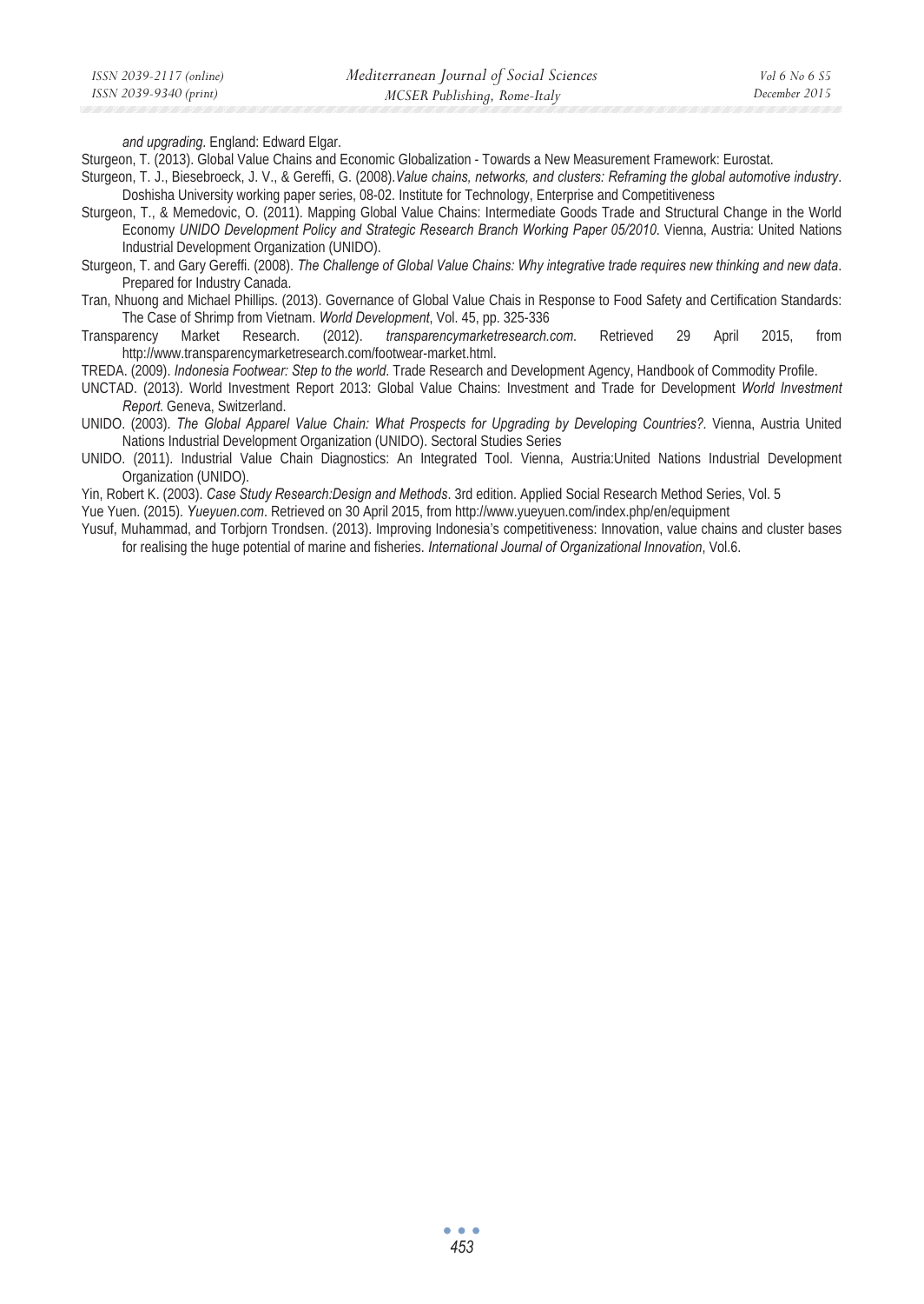*and upgrading*. England: Edward Elgar.

Sturgeon, T. (2013). Global Value Chains and Economic Globalization - Towards a New Measurement Framework: Eurostat.

Sturgeon, T. J., Biesebroeck, J. V., & Gereffi, G. (2008).*Value chains, networks, and clusters: Reframing the global automotive industry*. Doshisha University working paper series, 08-02. Institute for Technology, Enterprise and Competitiveness

Sturgeon, T., & Memedovic, O. (2011). Mapping Global Value Chains: Intermediate Goods Trade and Structural Change in the World Economy *UNIDO Development Policy and Strategic Research Branch Working Paper 05/2010*. Vienna, Austria: United Nations Industrial Development Organization (UNIDO).

Sturgeon, T. and Gary Gereffi. (2008). *The Challenge of Global Value Chains: Why integrative trade requires new thinking and new data*. Prepared for Industry Canada.

Tran, Nhuong and Michael Phillips. (2013). Governance of Global Value Chais in Response to Food Safety and Certification Standards: The Case of Shrimp from Vietnam. *World Development*, Vol. 45, pp. 325-336

Transparency Market Research. (2012). *transparencymarketresearch.com*. Retrieved 29 April 2015, from http://www.transparencymarketresearch.com/footwear-market.html.

TREDA. (2009). *Indonesia Footwear: Step to the world*. Trade Research and Development Agency, Handbook of Commodity Profile.

UNCTAD. (2013). World Investment Report 2013: Global Value Chains: Investment and Trade for Development *World Investment Report*. Geneva, Switzerland.

UNIDO. (2003). *The Global Apparel Value Chain: What Prospects for Upgrading by Developing Countries?*. Vienna, Austria United Nations Industrial Development Organization (UNIDO). Sectoral Studies Series

UNIDO. (2011). Industrial Value Chain Diagnostics: An Integrated Tool. Vienna, Austria:United Nations Industrial Development Organization (UNIDO).

Yin, Robert K. (2003). *Case Study Research:Design and Methods*. 3rd edition. Applied Social Research Method Series, Vol. 5

Yue Yuen. (2015). *Yueyuen.com*. Retrieved on 30 April 2015, from http://www.yueyuen.com/index.php/en/equipment

Yusuf, Muhammad, and Torbjorn Trondsen. (2013). Improving Indonesia's competitiveness: Innovation, value chains and cluster bases for realising the huge potential of marine and fisheries. *International Journal of Organizational Innovation*, Vol.6.